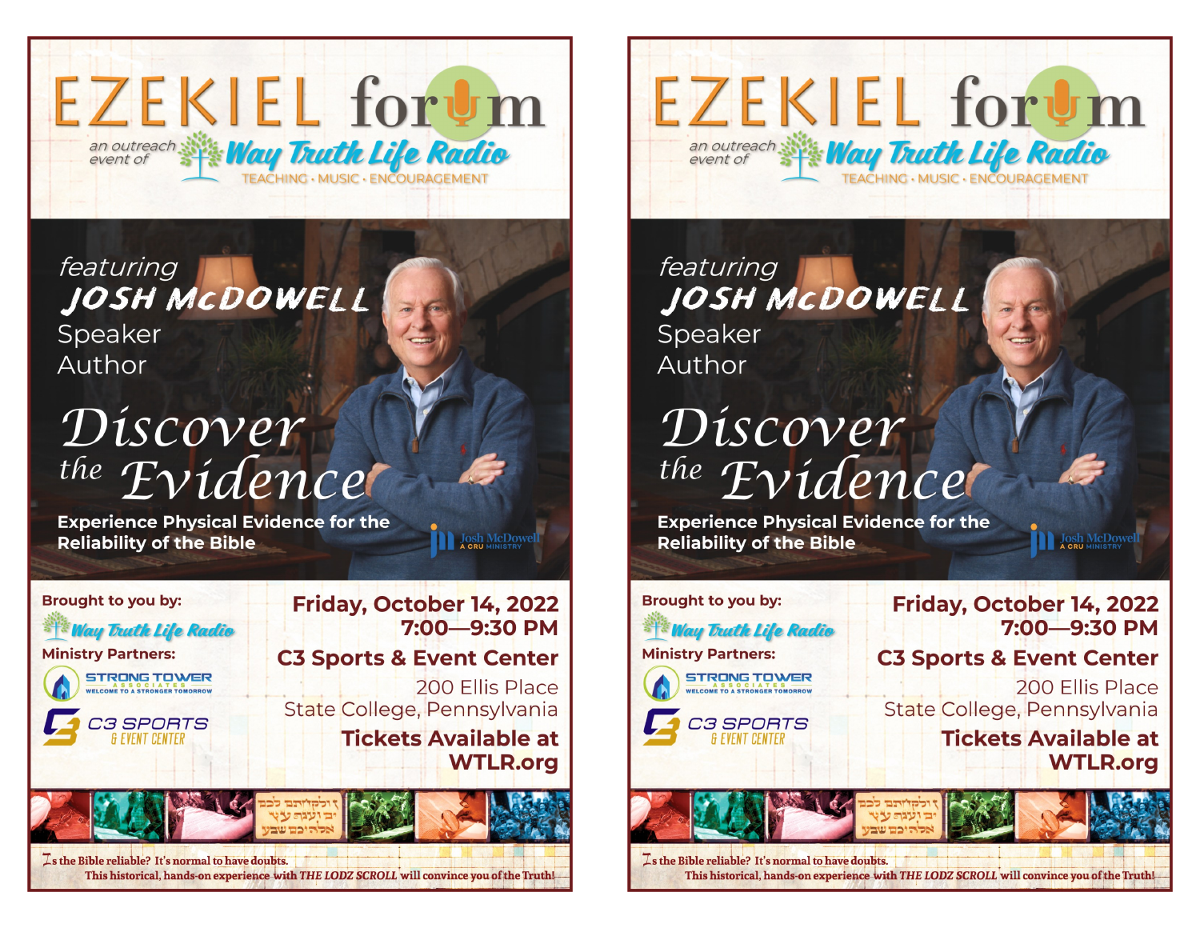# EZEKIEL forum

an outreach event of **Way Truth Life Radio**

TEACHING · MUSIC · ENCOURAGEMENT

*featuring*

## JOSH McDOWELL

Speaker
Author

# *Discover the Evidence*

**Experience Physical Evidence for the Reliability of the Bible**

Josh McDowell
A CRU MINISTRY

**Brought to you by:**

Way Truth Life Radio

**Ministry Partners:**

STRONG TOWER ASSOCIATES
WELCOME TO A STRONGER TOMORROW

C3 SPORTS & EVENT CENTER

**Friday, October 14, 2022**
**7:00—9:30 PM**

**C3 Sports & Event Center**

200 Ellis Place
State College, Pennsylvania

**Tickets Available at WTLR.org**

Is the Bible reliable? It's normal to have doubts.
This historical, hands-on experience with *THE LODZ SCROLL* will convince you of the Truth!

---

# EZEKIEL forum

an outreach event of **Way Truth Life Radio**

TEACHING · MUSIC · ENCOURAGEMENT

*featuring*

## JOSH McDOWELL

Speaker
Author

# *Discover the Evidence*

**Experience Physical Evidence for the Reliability of the Bible**

Josh McDowell
A CRU MINISTRY

**Brought to you by:**

Way Truth Life Radio

**Ministry Partners:**

STRONG TOWER ASSOCIATES
WELCOME TO A STRONGER TOMORROW

C3 SPORTS & EVENT CENTER

**Friday, October 14, 2022**
**7:00—9:30 PM**

**C3 Sports & Event Center**

200 Ellis Place
State College, Pennsylvania

**Tickets Available at WTLR.org**

Is the Bible reliable? It's normal to have doubts.
This historical, hands-on experience with *THE LODZ SCROLL* will convince you of the Truth!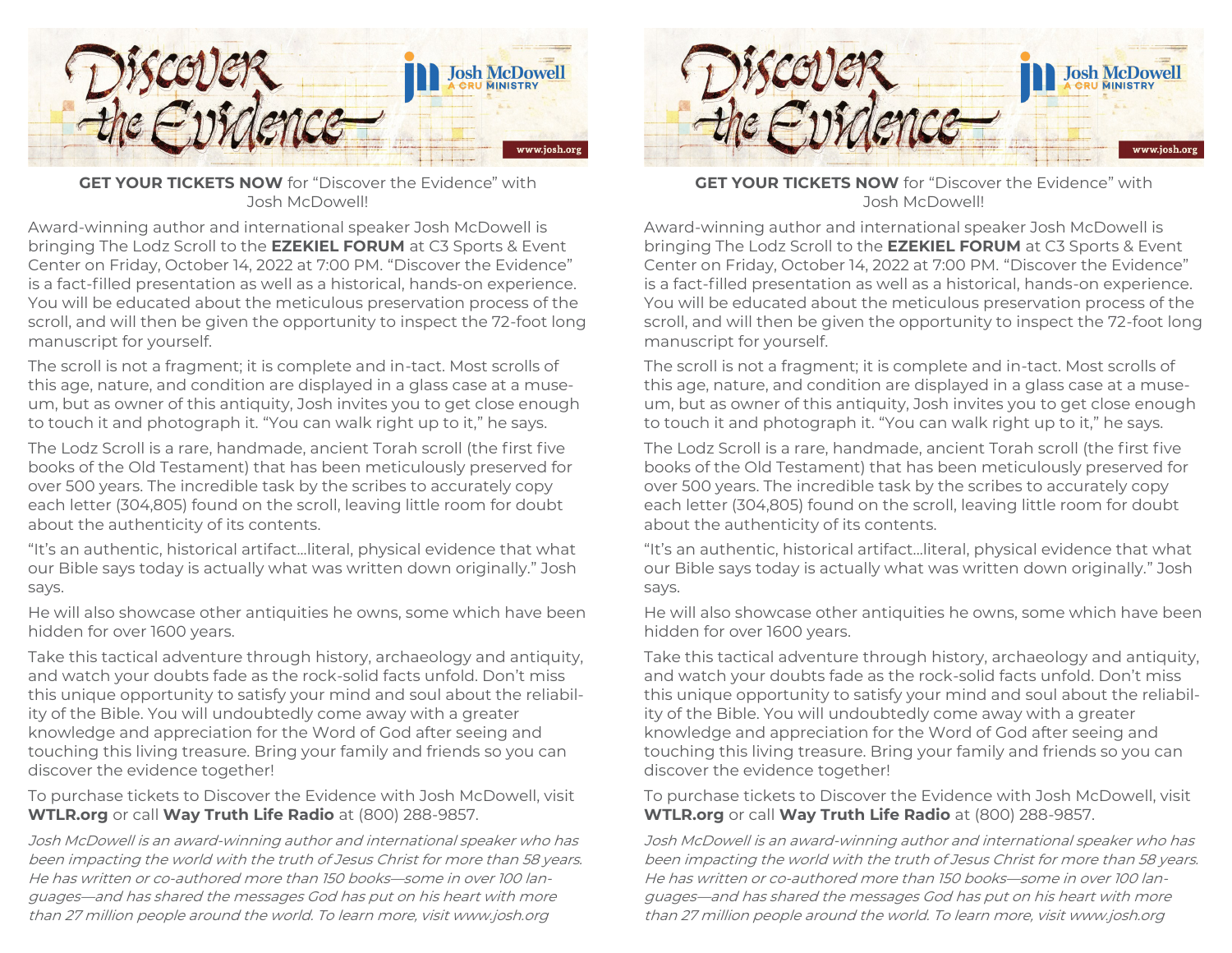Discover the Evidence

Josh McDowell
A CRU MINISTRY

www.josh.org

**GET YOUR TICKETS NOW** for "Discover the Evidence" with Josh McDowell!

Award-winning author and international speaker Josh McDowell is bringing The Lodz Scroll to the **EZEKIEL FORUM** at C3 Sports & Event Center on Friday, October 14, 2022 at 7:00 PM. "Discover the Evidence" is a fact-filled presentation as well as a historical, hands-on experience. You will be educated about the meticulous preservation process of the scroll, and will then be given the opportunity to inspect the 72-foot long manuscript for yourself.

The scroll is not a fragment; it is complete and in-tact. Most scrolls of this age, nature, and condition are displayed in a glass case at a museum, but as owner of this antiquity, Josh invites you to get close enough to touch it and photograph it. "You can walk right up to it," he says.

The Lodz Scroll is a rare, handmade, ancient Torah scroll (the first five books of the Old Testament) that has been meticulously preserved for over 500 years. The incredible task by the scribes to accurately copy each letter (304,805) found on the scroll, leaving little room for doubt about the authenticity of its contents.

"It's an authentic, historical artifact…literal, physical evidence that what our Bible says today is actually what was written down originally." Josh says.

He will also showcase other antiquities he owns, some which have been hidden for over 1600 years.

Take this tactical adventure through history, archaeology and antiquity, and watch your doubts fade as the rock-solid facts unfold. Don't miss this unique opportunity to satisfy your mind and soul about the reliability of the Bible. You will undoubtedly come away with a greater knowledge and appreciation for the Word of God after seeing and touching this living treasure. Bring your family and friends so you can discover the evidence together!

To purchase tickets to Discover the Evidence with Josh McDowell, visit **WTLR.org** or call **Way Truth Life Radio** at (800) 288-9857.

*Josh McDowell is an award-winning author and international speaker who has been impacting the world with the truth of Jesus Christ for more than 58 years. He has written or co-authored more than 150 books—some in over 100 languages—and has shared the messages God has put on his heart with more than 27 million people around the world. To learn more, visit www.josh.org*

Discover the Evidence

Josh McDowell
A CRU MINISTRY

www.josh.org

**GET YOUR TICKETS NOW** for "Discover the Evidence" with Josh McDowell!

Award-winning author and international speaker Josh McDowell is bringing The Lodz Scroll to the **EZEKIEL FORUM** at C3 Sports & Event Center on Friday, October 14, 2022 at 7:00 PM. "Discover the Evidence" is a fact-filled presentation as well as a historical, hands-on experience. You will be educated about the meticulous preservation process of the scroll, and will then be given the opportunity to inspect the 72-foot long manuscript for yourself.

The scroll is not a fragment; it is complete and in-tact. Most scrolls of this age, nature, and condition are displayed in a glass case at a museum, but as owner of this antiquity, Josh invites you to get close enough to touch it and photograph it. "You can walk right up to it," he says.

The Lodz Scroll is a rare, handmade, ancient Torah scroll (the first five books of the Old Testament) that has been meticulously preserved for over 500 years. The incredible task by the scribes to accurately copy each letter (304,805) found on the scroll, leaving little room for doubt about the authenticity of its contents.

"It's an authentic, historical artifact…literal, physical evidence that what our Bible says today is actually what was written down originally." Josh says.

He will also showcase other antiquities he owns, some which have been hidden for over 1600 years.

Take this tactical adventure through history, archaeology and antiquity, and watch your doubts fade as the rock-solid facts unfold. Don't miss this unique opportunity to satisfy your mind and soul about the reliability of the Bible. You will undoubtedly come away with a greater knowledge and appreciation for the Word of God after seeing and touching this living treasure. Bring your family and friends so you can discover the evidence together!

To purchase tickets to Discover the Evidence with Josh McDowell, visit **WTLR.org** or call **Way Truth Life Radio** at (800) 288-9857.

*Josh McDowell is an award-winning author and international speaker who has been impacting the world with the truth of Jesus Christ for more than 58 years. He has written or co-authored more than 150 books—some in over 100 languages—and has shared the messages God has put on his heart with more than 27 million people around the world. To learn more, visit www.josh.org*